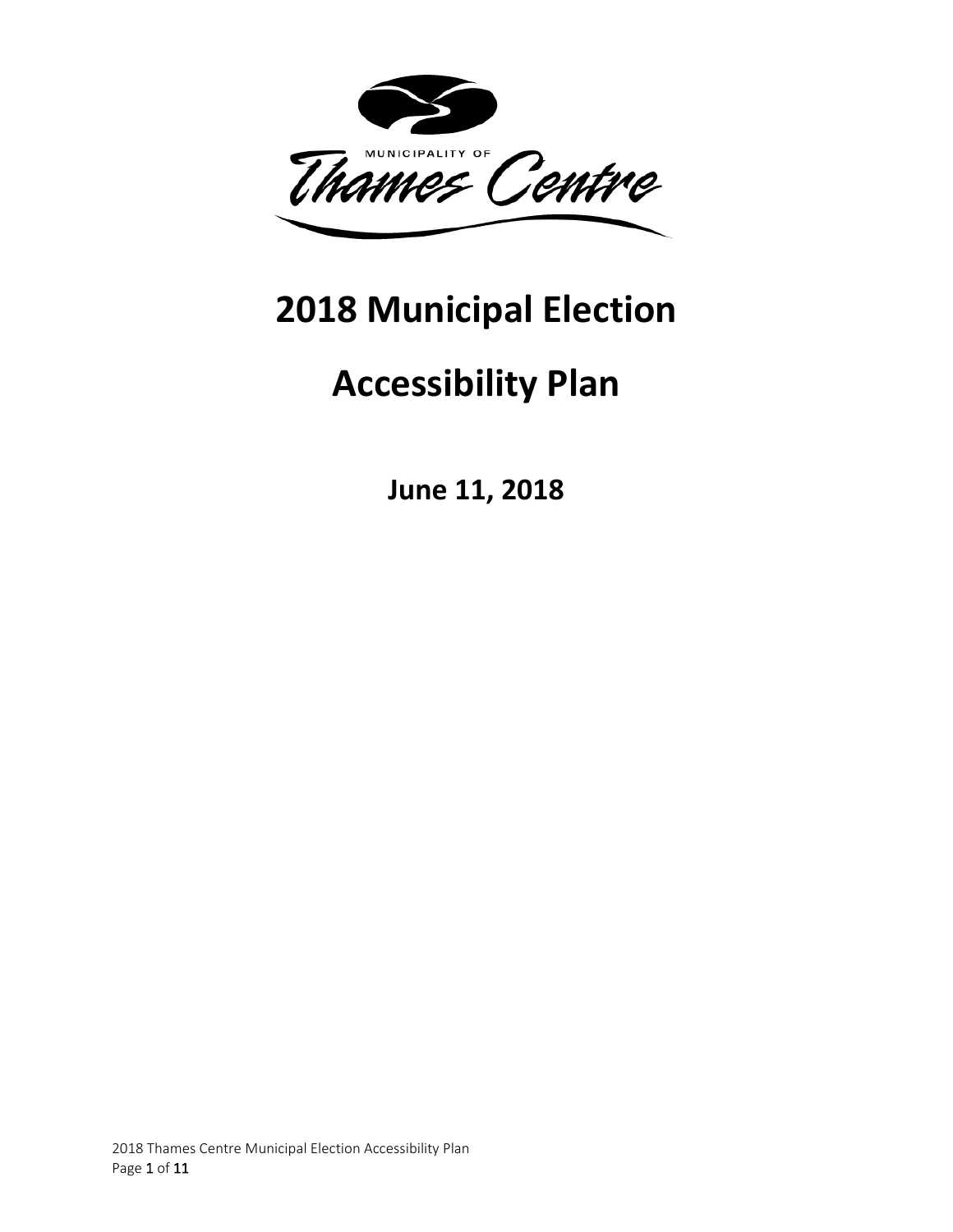MUNICIPALITY OF

Thames Centre

# 2018 Municipal Election

# Accessibility Plan

**June 11, 2018**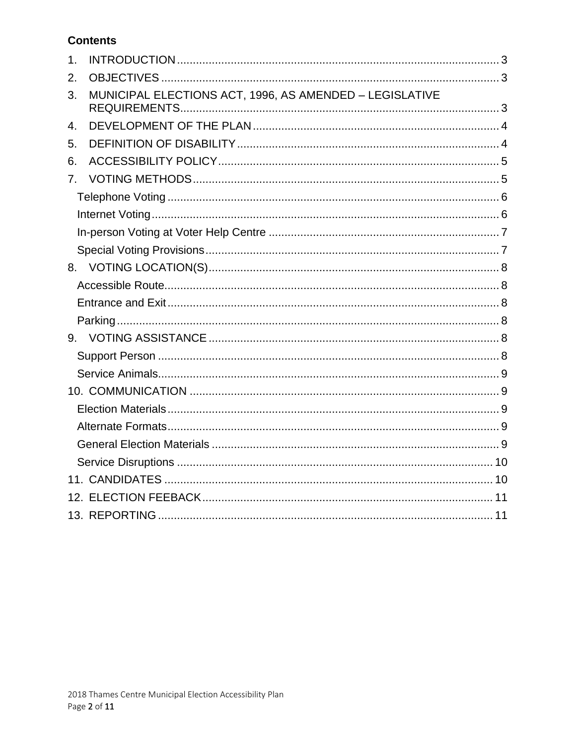**Contents**

1. INTRODUCTION ... 3
2. OBJECTIVES ... 3
3. MUNICIPAL ELECTIONS ACT, 1996, AS AMENDED – LEGISLATIVE REQUIREMENTS ... 3
4. DEVELOPMENT OF THE PLAN ... 4
5. DEFINITION OF DISABILITY ... 4
6. ACCESSIBILITY POLICY ... 5
7. VOTING METHODS ... 5
   - Telephone Voting ... 6
   - Internet Voting ... 6
   - In-person Voting at Voter Help Centre ... 7
   - Special Voting Provisions ... 7
8. VOTING LOCATION(S) ... 8
   - Accessible Route ... 8
   - Entrance and Exit ... 8
   - Parking ... 8
9. VOTING ASSISTANCE ... 8
   - Support Person ... 8
   - Service Animals ... 9
10. COMMUNICATION ... 9
    - Election Materials ... 9
    - Alternate Formats ... 9
    - General Election Materials ... 9
    - Service Disruptions ... 10
11. CANDIDATES ... 10
12. ELECTION FEEBACK ... 11
13. REPORTING ... 11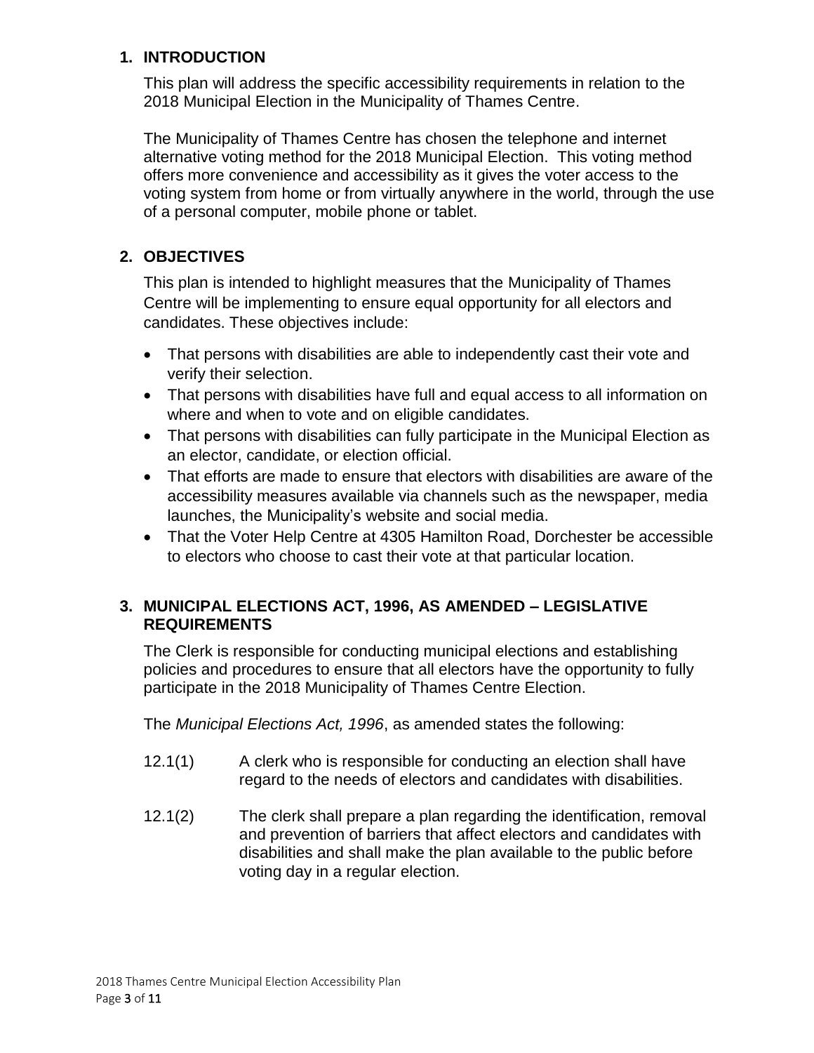## 1. INTRODUCTION

This plan will address the specific accessibility requirements in relation to the 2018 Municipal Election in the Municipality of Thames Centre.

The Municipality of Thames Centre has chosen the telephone and internet alternative voting method for the 2018 Municipal Election. This voting method offers more convenience and accessibility as it gives the voter access to the voting system from home or from virtually anywhere in the world, through the use of a personal computer, mobile phone or tablet.

## 2. OBJECTIVES

This plan is intended to highlight measures that the Municipality of Thames Centre will be implementing to ensure equal opportunity for all electors and candidates. These objectives include:

- That persons with disabilities are able to independently cast their vote and verify their selection.
- That persons with disabilities have full and equal access to all information on where and when to vote and on eligible candidates.
- That persons with disabilities can fully participate in the Municipal Election as an elector, candidate, or election official.
- That efforts are made to ensure that electors with disabilities are aware of the accessibility measures available via channels such as the newspaper, media launches, the Municipality's website and social media.
- That the Voter Help Centre at 4305 Hamilton Road, Dorchester be accessible to electors who choose to cast their vote at that particular location.

## 3. MUNICIPAL ELECTIONS ACT, 1996, AS AMENDED – LEGISLATIVE REQUIREMENTS

The Clerk is responsible for conducting municipal elections and establishing policies and procedures to ensure that all electors have the opportunity to fully participate in the 2018 Municipality of Thames Centre Election.

The *Municipal Elections Act, 1996*, as amended states the following:

12.1(1) A clerk who is responsible for conducting an election shall have regard to the needs of electors and candidates with disabilities.

12.1(2) The clerk shall prepare a plan regarding the identification, removal and prevention of barriers that affect electors and candidates with disabilities and shall make the plan available to the public before voting day in a regular election.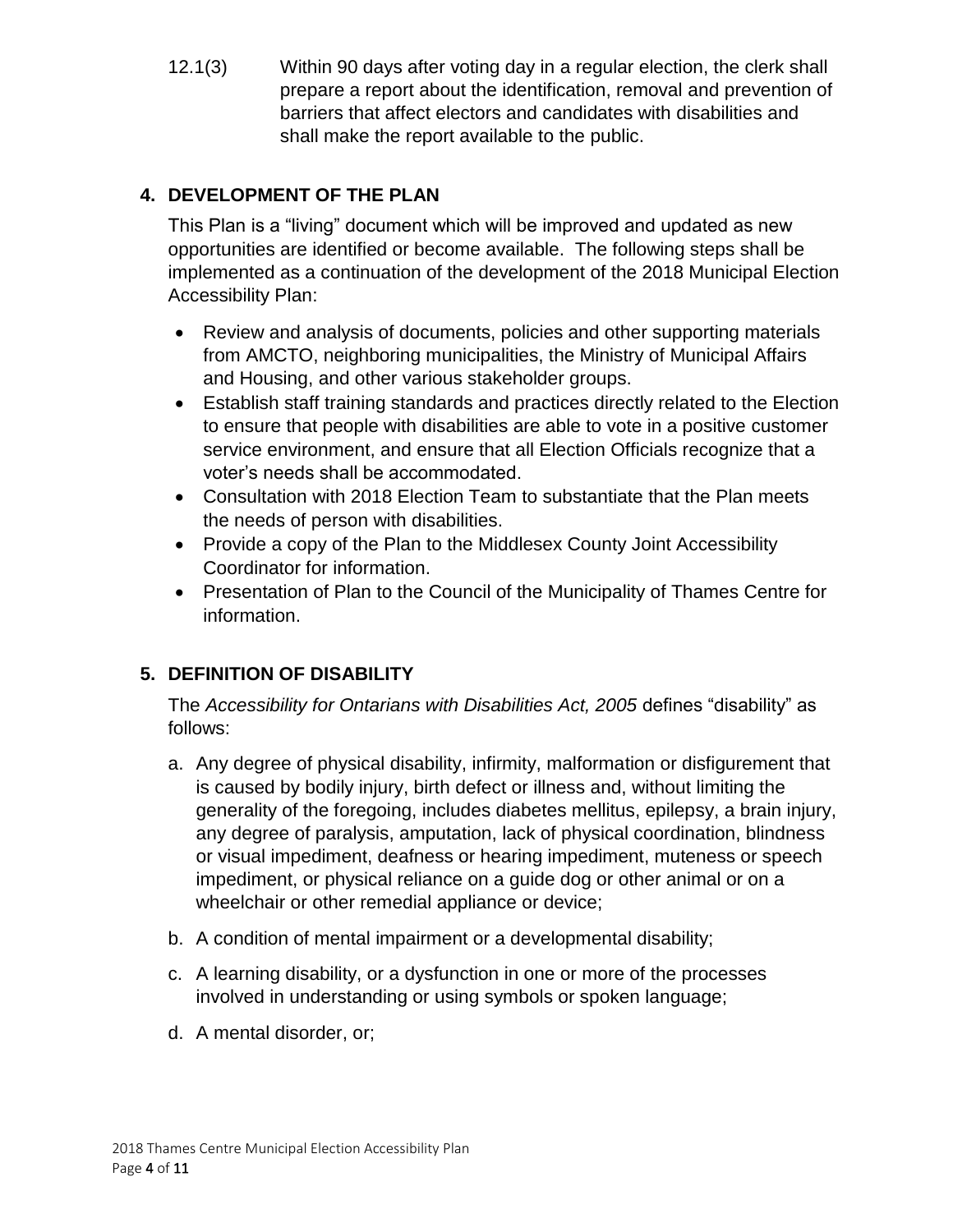12.1(3) Within 90 days after voting day in a regular election, the clerk shall prepare a report about the identification, removal and prevention of barriers that affect electors and candidates with disabilities and shall make the report available to the public.

## 4. DEVELOPMENT OF THE PLAN

This Plan is a "living" document which will be improved and updated as new opportunities are identified or become available. The following steps shall be implemented as a continuation of the development of the 2018 Municipal Election Accessibility Plan:

- Review and analysis of documents, policies and other supporting materials from AMCTO, neighboring municipalities, the Ministry of Municipal Affairs and Housing, and other various stakeholder groups.
- Establish staff training standards and practices directly related to the Election to ensure that people with disabilities are able to vote in a positive customer service environment, and ensure that all Election Officials recognize that a voter's needs shall be accommodated.
- Consultation with 2018 Election Team to substantiate that the Plan meets the needs of person with disabilities.
- Provide a copy of the Plan to the Middlesex County Joint Accessibility Coordinator for information.
- Presentation of Plan to the Council of the Municipality of Thames Centre for information.

## 5. DEFINITION OF DISABILITY

The *Accessibility for Ontarians with Disabilities Act, 2005* defines "disability" as follows:

a. Any degree of physical disability, infirmity, malformation or disfigurement that is caused by bodily injury, birth defect or illness and, without limiting the generality of the foregoing, includes diabetes mellitus, epilepsy, a brain injury, any degree of paralysis, amputation, lack of physical coordination, blindness or visual impediment, deafness or hearing impediment, muteness or speech impediment, or physical reliance on a guide dog or other animal or on a wheelchair or other remedial appliance or device;

b. A condition of mental impairment or a developmental disability;

c. A learning disability, or a dysfunction in one or more of the processes involved in understanding or using symbols or spoken language;

d. A mental disorder, or;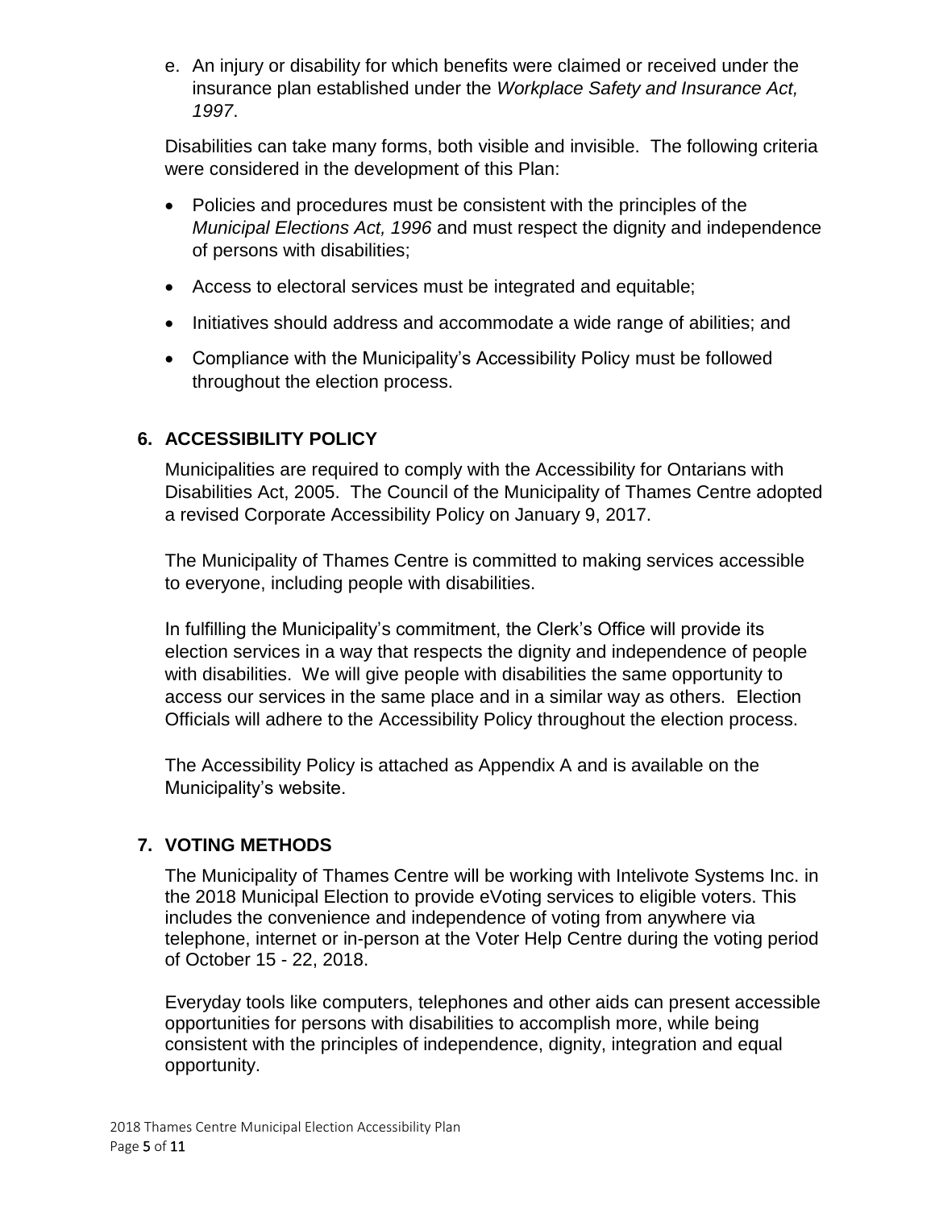e. An injury or disability for which benefits were claimed or received under the insurance plan established under the *Workplace Safety and Insurance Act, 1997*.

Disabilities can take many forms, both visible and invisible. The following criteria were considered in the development of this Plan:

- Policies and procedures must be consistent with the principles of the *Municipal Elections Act, 1996* and must respect the dignity and independence of persons with disabilities;
- Access to electoral services must be integrated and equitable;
- Initiatives should address and accommodate a wide range of abilities; and
- Compliance with the Municipality's Accessibility Policy must be followed throughout the election process.

## 6. ACCESSIBILITY POLICY

Municipalities are required to comply with the Accessibility for Ontarians with Disabilities Act, 2005. The Council of the Municipality of Thames Centre adopted a revised Corporate Accessibility Policy on January 9, 2017.

The Municipality of Thames Centre is committed to making services accessible to everyone, including people with disabilities.

In fulfilling the Municipality's commitment, the Clerk's Office will provide its election services in a way that respects the dignity and independence of people with disabilities. We will give people with disabilities the same opportunity to access our services in the same place and in a similar way as others. Election Officials will adhere to the Accessibility Policy throughout the election process.

The Accessibility Policy is attached as Appendix A and is available on the Municipality's website.

## 7. VOTING METHODS

The Municipality of Thames Centre will be working with Intelivote Systems Inc. in the 2018 Municipal Election to provide eVoting services to eligible voters. This includes the convenience and independence of voting from anywhere via telephone, internet or in-person at the Voter Help Centre during the voting period of October 15 - 22, 2018.

Everyday tools like computers, telephones and other aids can present accessible opportunities for persons with disabilities to accomplish more, while being consistent with the principles of independence, dignity, integration and equal opportunity.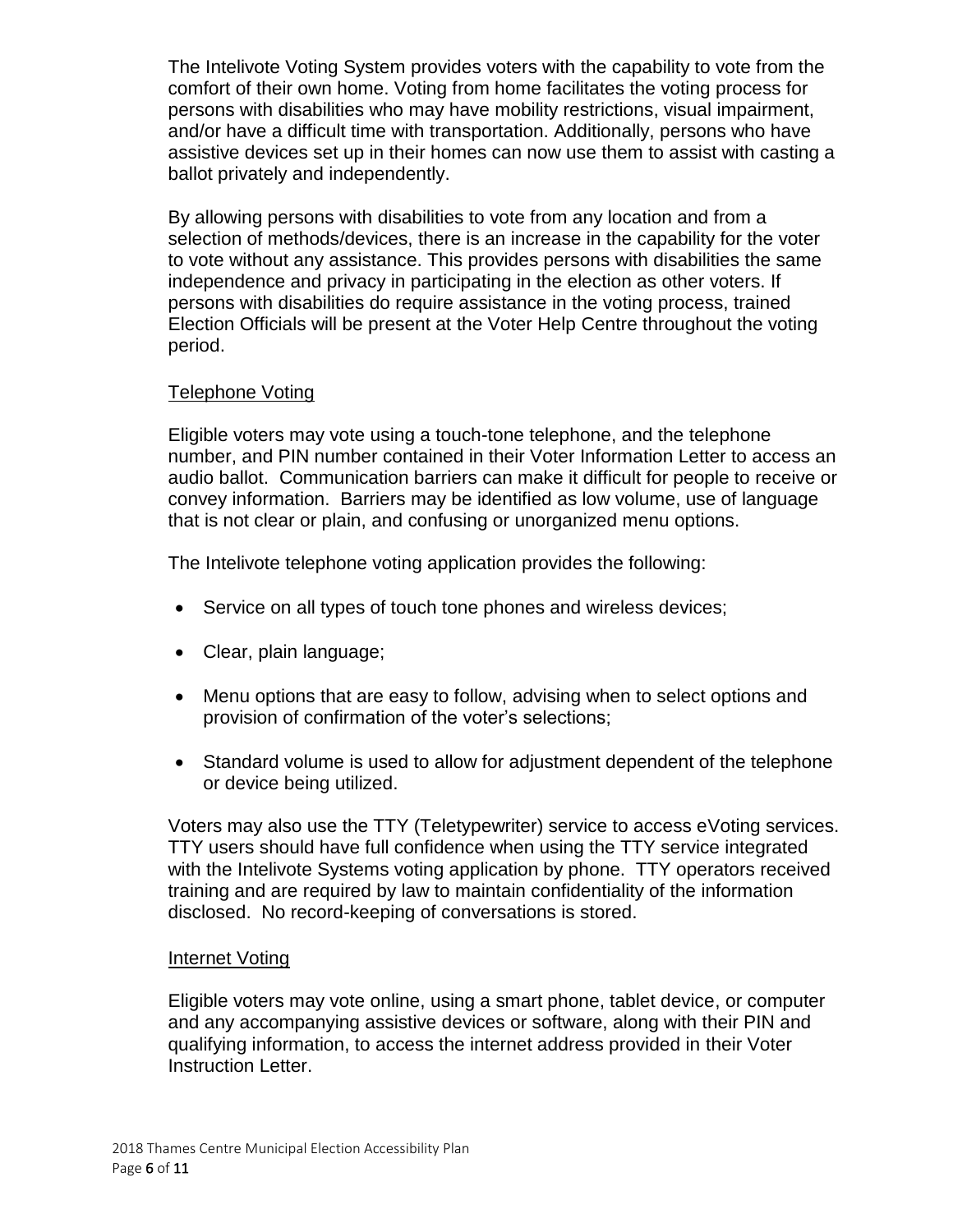The Intelivote Voting System provides voters with the capability to vote from the comfort of their own home. Voting from home facilitates the voting process for persons with disabilities who may have mobility restrictions, visual impairment, and/or have a difficult time with transportation. Additionally, persons who have assistive devices set up in their homes can now use them to assist with casting a ballot privately and independently.

By allowing persons with disabilities to vote from any location and from a selection of methods/devices, there is an increase in the capability for the voter to vote without any assistance. This provides persons with disabilities the same independence and privacy in participating in the election as other voters. If persons with disabilities do require assistance in the voting process, trained Election Officials will be present at the Voter Help Centre throughout the voting period.

### Telephone Voting

Eligible voters may vote using a touch-tone telephone, and the telephone number, and PIN number contained in their Voter Information Letter to access an audio ballot. Communication barriers can make it difficult for people to receive or convey information. Barriers may be identified as low volume, use of language that is not clear or plain, and confusing or unorganized menu options.

The Intelivote telephone voting application provides the following:

- Service on all types of touch tone phones and wireless devices;
- Clear, plain language;
- Menu options that are easy to follow, advising when to select options and provision of confirmation of the voter's selections;
- Standard volume is used to allow for adjustment dependent of the telephone or device being utilized.

Voters may also use the TTY (Teletypewriter) service to access eVoting services. TTY users should have full confidence when using the TTY service integrated with the Intelivote Systems voting application by phone. TTY operators received training and are required by law to maintain confidentiality of the information disclosed. No record-keeping of conversations is stored.

### Internet Voting

Eligible voters may vote online, using a smart phone, tablet device, or computer and any accompanying assistive devices or software, along with their PIN and qualifying information, to access the internet address provided in their Voter Instruction Letter.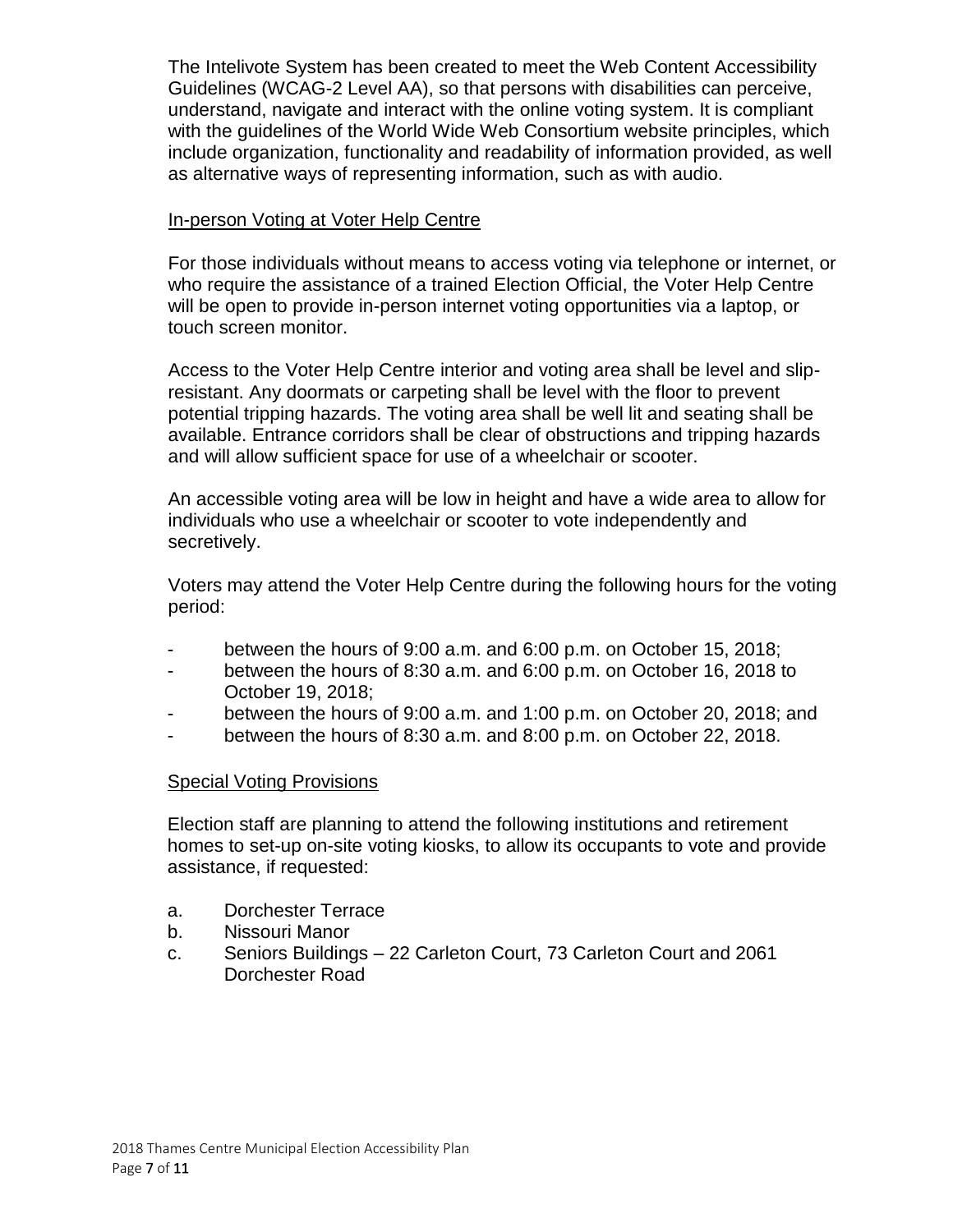The Intelivote System has been created to meet the Web Content Accessibility Guidelines (WCAG-2 Level AA), so that persons with disabilities can perceive, understand, navigate and interact with the online voting system. It is compliant with the guidelines of the World Wide Web Consortium website principles, which include organization, functionality and readability of information provided, as well as alternative ways of representing information, such as with audio.

## In-person Voting at Voter Help Centre

For those individuals without means to access voting via telephone or internet, or who require the assistance of a trained Election Official, the Voter Help Centre will be open to provide in-person internet voting opportunities via a laptop, or touch screen monitor.

Access to the Voter Help Centre interior and voting area shall be level and slip-resistant. Any doormats or carpeting shall be level with the floor to prevent potential tripping hazards. The voting area shall be well lit and seating shall be available. Entrance corridors shall be clear of obstructions and tripping hazards and will allow sufficient space for use of a wheelchair or scooter.

An accessible voting area will be low in height and have a wide area to allow for individuals who use a wheelchair or scooter to vote independently and secretively.

Voters may attend the Voter Help Centre during the following hours for the voting period:

- between the hours of 9:00 a.m. and 6:00 p.m. on October 15, 2018;
- between the hours of 8:30 a.m. and 6:00 p.m. on October 16, 2018 to October 19, 2018;
- between the hours of 9:00 a.m. and 1:00 p.m. on October 20, 2018; and
- between the hours of 8:30 a.m. and 8:00 p.m. on October 22, 2018.

## Special Voting Provisions

Election staff are planning to attend the following institutions and retirement homes to set-up on-site voting kiosks, to allow its occupants to vote and provide assistance, if requested:

a. Dorchester Terrace
b. Nissouri Manor
c. Seniors Buildings – 22 Carleton Court, 73 Carleton Court and 2061 Dorchester Road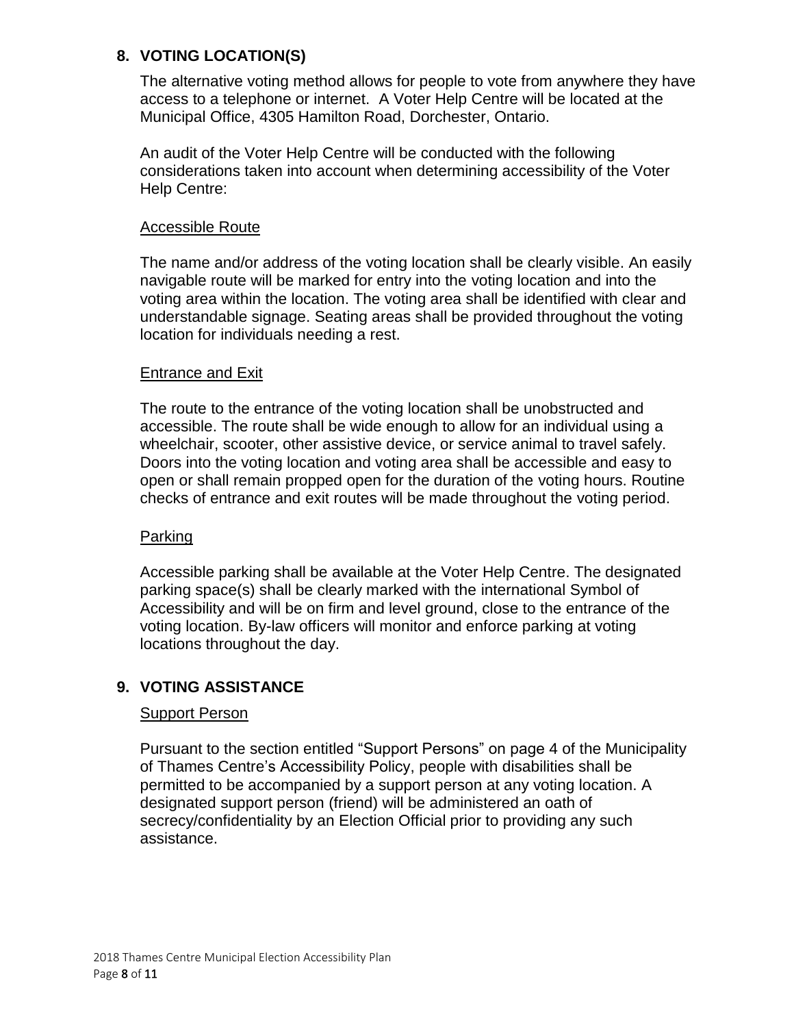## 8. VOTING LOCATION(S)

The alternative voting method allows for people to vote from anywhere they have access to a telephone or internet. A Voter Help Centre will be located at the Municipal Office, 4305 Hamilton Road, Dorchester, Ontario.

An audit of the Voter Help Centre will be conducted with the following considerations taken into account when determining accessibility of the Voter Help Centre:

### Accessible Route

The name and/or address of the voting location shall be clearly visible. An easily navigable route will be marked for entry into the voting location and into the voting area within the location. The voting area shall be identified with clear and understandable signage. Seating areas shall be provided throughout the voting location for individuals needing a rest.

### Entrance and Exit

The route to the entrance of the voting location shall be unobstructed and accessible. The route shall be wide enough to allow for an individual using a wheelchair, scooter, other assistive device, or service animal to travel safely. Doors into the voting location and voting area shall be accessible and easy to open or shall remain propped open for the duration of the voting hours. Routine checks of entrance and exit routes will be made throughout the voting period.

### Parking

Accessible parking shall be available at the Voter Help Centre. The designated parking space(s) shall be clearly marked with the international Symbol of Accessibility and will be on firm and level ground, close to the entrance of the voting location. By-law officers will monitor and enforce parking at voting locations throughout the day.

## 9. VOTING ASSISTANCE

### Support Person

Pursuant to the section entitled “Support Persons” on page 4 of the Municipality of Thames Centre’s Accessibility Policy, people with disabilities shall be permitted to be accompanied by a support person at any voting location. A designated support person (friend) will be administered an oath of secrecy/confidentiality by an Election Official prior to providing any such assistance.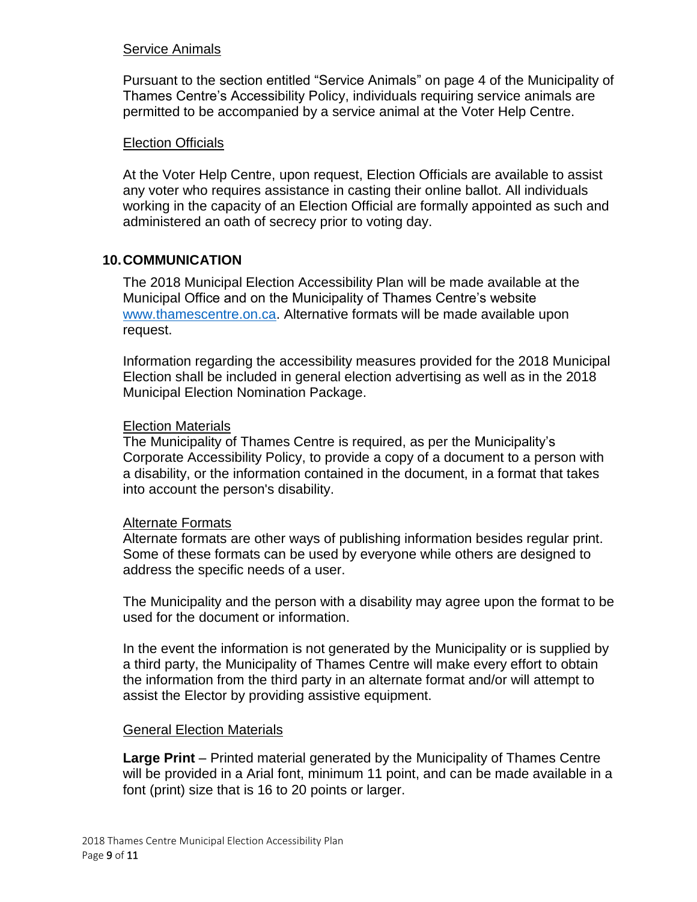Service Animals

Pursuant to the section entitled "Service Animals" on page 4 of the Municipality of Thames Centre's Accessibility Policy, individuals requiring service animals are permitted to be accompanied by a service animal at the Voter Help Centre.

Election Officials

At the Voter Help Centre, upon request, Election Officials are available to assist any voter who requires assistance in casting their online ballot. All individuals working in the capacity of an Election Official are formally appointed as such and administered an oath of secrecy prior to voting day.

## 10. COMMUNICATION

The 2018 Municipal Election Accessibility Plan will be made available at the Municipal Office and on the Municipality of Thames Centre's website www.thamescentre.on.ca. Alternative formats will be made available upon request.

Information regarding the accessibility measures provided for the 2018 Municipal Election shall be included in general election advertising as well as in the 2018 Municipal Election Nomination Package.

Election Materials

The Municipality of Thames Centre is required, as per the Municipality's Corporate Accessibility Policy, to provide a copy of a document to a person with a disability, or the information contained in the document, in a format that takes into account the person's disability.

Alternate Formats

Alternate formats are other ways of publishing information besides regular print. Some of these formats can be used by everyone while others are designed to address the specific needs of a user.

The Municipality and the person with a disability may agree upon the format to be used for the document or information.

In the event the information is not generated by the Municipality or is supplied by a third party, the Municipality of Thames Centre will make every effort to obtain the information from the third party in an alternate format and/or will attempt to assist the Elector by providing assistive equipment.

General Election Materials

**Large Print** – Printed material generated by the Municipality of Thames Centre will be provided in a Arial font, minimum 11 point, and can be made available in a font (print) size that is 16 to 20 points or larger.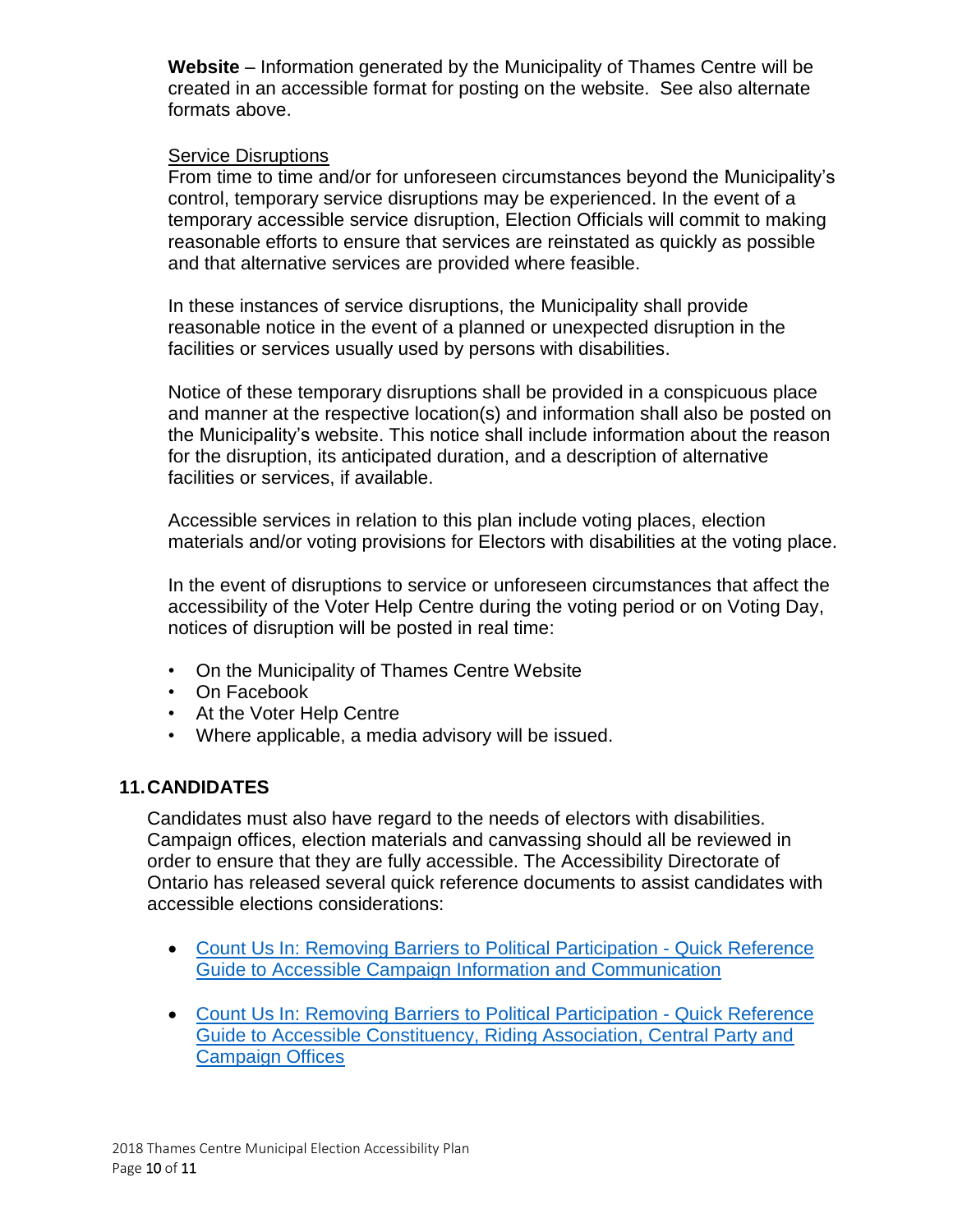**Website** – Information generated by the Municipality of Thames Centre will be created in an accessible format for posting on the website. See also alternate formats above.

<u>Service Disruptions</u>

From time to time and/or for unforeseen circumstances beyond the Municipality's control, temporary service disruptions may be experienced. In the event of a temporary accessible service disruption, Election Officials will commit to making reasonable efforts to ensure that services are reinstated as quickly as possible and that alternative services are provided where feasible.

In these instances of service disruptions, the Municipality shall provide reasonable notice in the event of a planned or unexpected disruption in the facilities or services usually used by persons with disabilities.

Notice of these temporary disruptions shall be provided in a conspicuous place and manner at the respective location(s) and information shall also be posted on the Municipality's website. This notice shall include information about the reason for the disruption, its anticipated duration, and a description of alternative facilities or services, if available.

Accessible services in relation to this plan include voting places, election materials and/or voting provisions for Electors with disabilities at the voting place.

In the event of disruptions to service or unforeseen circumstances that affect the accessibility of the Voter Help Centre during the voting period or on Voting Day, notices of disruption will be posted in real time:

- On the Municipality of Thames Centre Website
- On Facebook
- At the Voter Help Centre
- Where applicable, a media advisory will be issued.

## 11. CANDIDATES

Candidates must also have regard to the needs of electors with disabilities. Campaign offices, election materials and canvassing should all be reviewed in order to ensure that they are fully accessible. The Accessibility Directorate of Ontario has released several quick reference documents to assist candidates with accessible elections considerations:

- Count Us In: Removing Barriers to Political Participation - Quick Reference Guide to Accessible Campaign Information and Communication
- Count Us In: Removing Barriers to Political Participation - Quick Reference Guide to Accessible Constituency, Riding Association, Central Party and Campaign Offices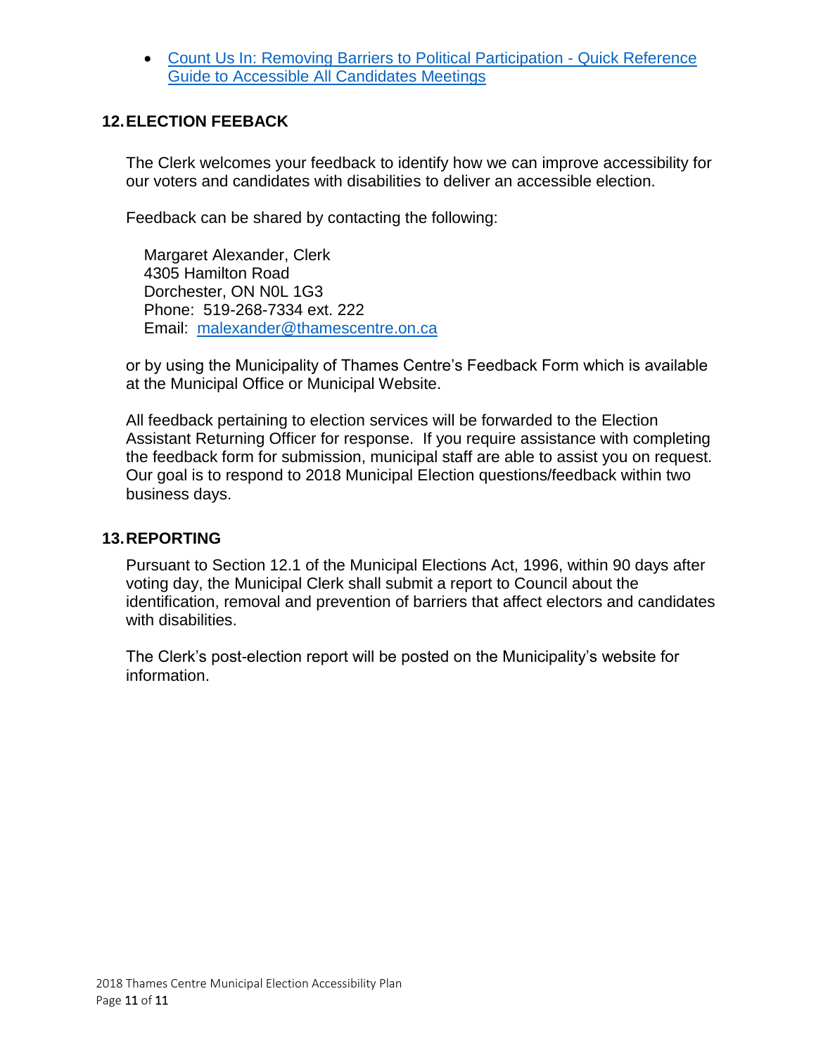- Count Us In: Removing Barriers to Political Participation - Quick Reference Guide to Accessible All Candidates Meetings

## 12. ELECTION FEEBACK

The Clerk welcomes your feedback to identify how we can improve accessibility for our voters and candidates with disabilities to deliver an accessible election.

Feedback can be shared by contacting the following:

Margaret Alexander, Clerk
4305 Hamilton Road
Dorchester, ON N0L 1G3
Phone: 519-268-7334 ext. 222
Email: malexander@thamescentre.on.ca

or by using the Municipality of Thames Centre's Feedback Form which is available at the Municipal Office or Municipal Website.

All feedback pertaining to election services will be forwarded to the Election Assistant Returning Officer for response. If you require assistance with completing the feedback form for submission, municipal staff are able to assist you on request. Our goal is to respond to 2018 Municipal Election questions/feedback within two business days.

## 13. REPORTING

Pursuant to Section 12.1 of the Municipal Elections Act, 1996, within 90 days after voting day, the Municipal Clerk shall submit a report to Council about the identification, removal and prevention of barriers that affect electors and candidates with disabilities.

The Clerk's post-election report will be posted on the Municipality's website for information.